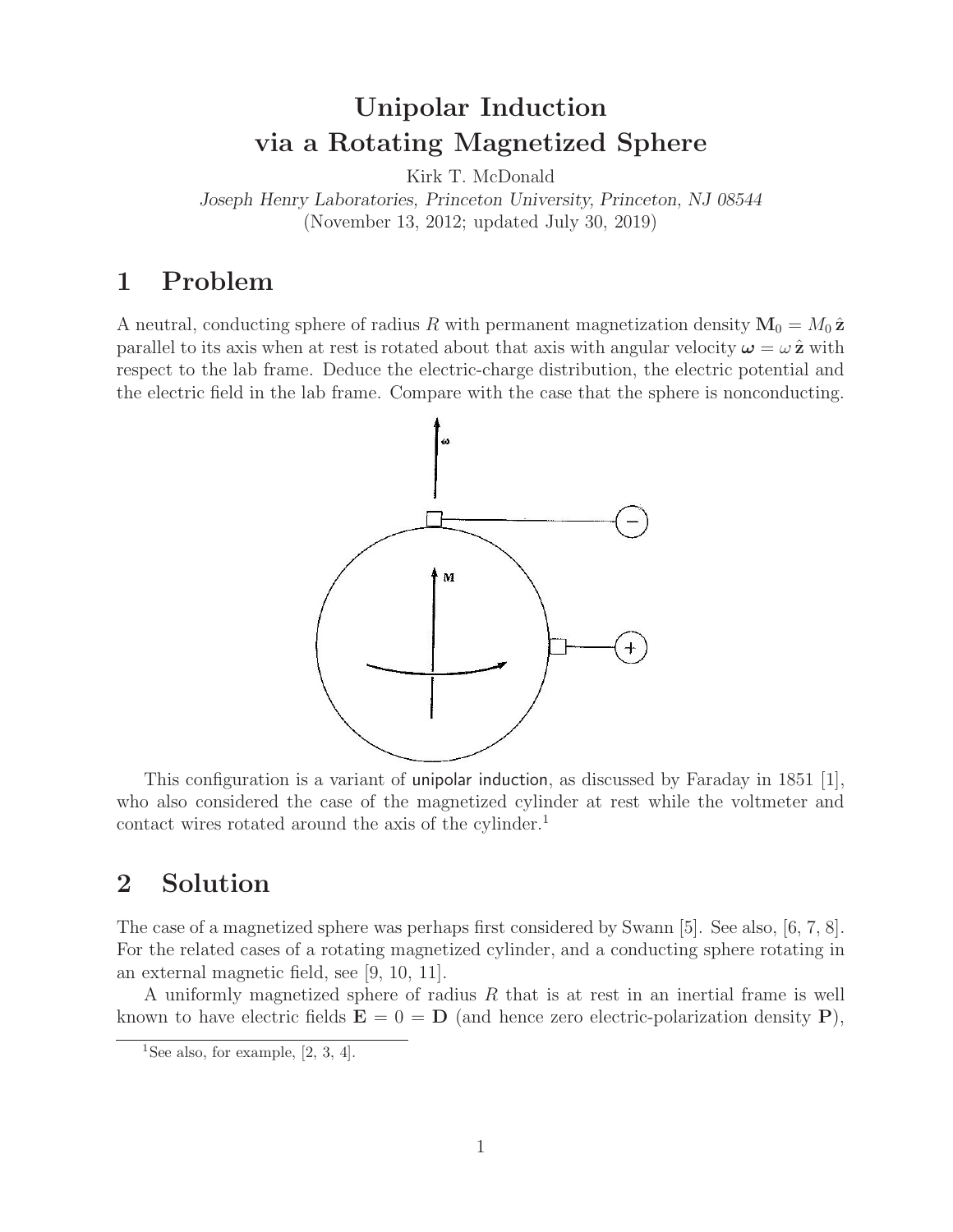# Unipolar Induction via a Rotating Magnetized Sphere

Kirk T. McDonald
*Joseph Henry Laboratories, Princeton University, Princeton, NJ 08544*
(November 13, 2012; updated July 30, 2019)

## 1 Problem

A neutral, conducting sphere of radius $R$ with permanent magnetization density $\mathbf{M}_0 = M_0\,\hat{\mathbf{z}}$ parallel to its axis when at rest is rotated about that axis with angular velocity $\boldsymbol{\omega} = \omega\,\hat{\mathbf{z}}$ with respect to the lab frame. Deduce the electric-charge distribution, the electric potential and the electric field in the lab frame. Compare with the case that the sphere is nonconducting.

This configuration is a variant of unipolar induction, as discussed by Faraday in 1851 [1], who also considered the case of the magnetized cylinder at rest while the voltmeter and contact wires rotated around the axis of the cylinder.[1]

## 2 Solution

The case of a magnetized sphere was perhaps first considered by Swann [5]. See also, [6, 7, 8]. For the related cases of a rotating magnetized cylinder, and a conducting sphere rotating in an external magnetic field, see [9, 10, 11].

A uniformly magnetized sphere of radius $R$ that is at rest in an inertial frame is well known to have electric fields $\mathbf{E} = 0 = \mathbf{D}$ (and hence zero electric-polarization density $\mathbf{P}$),

[1] See also, for example, [2, 3, 4].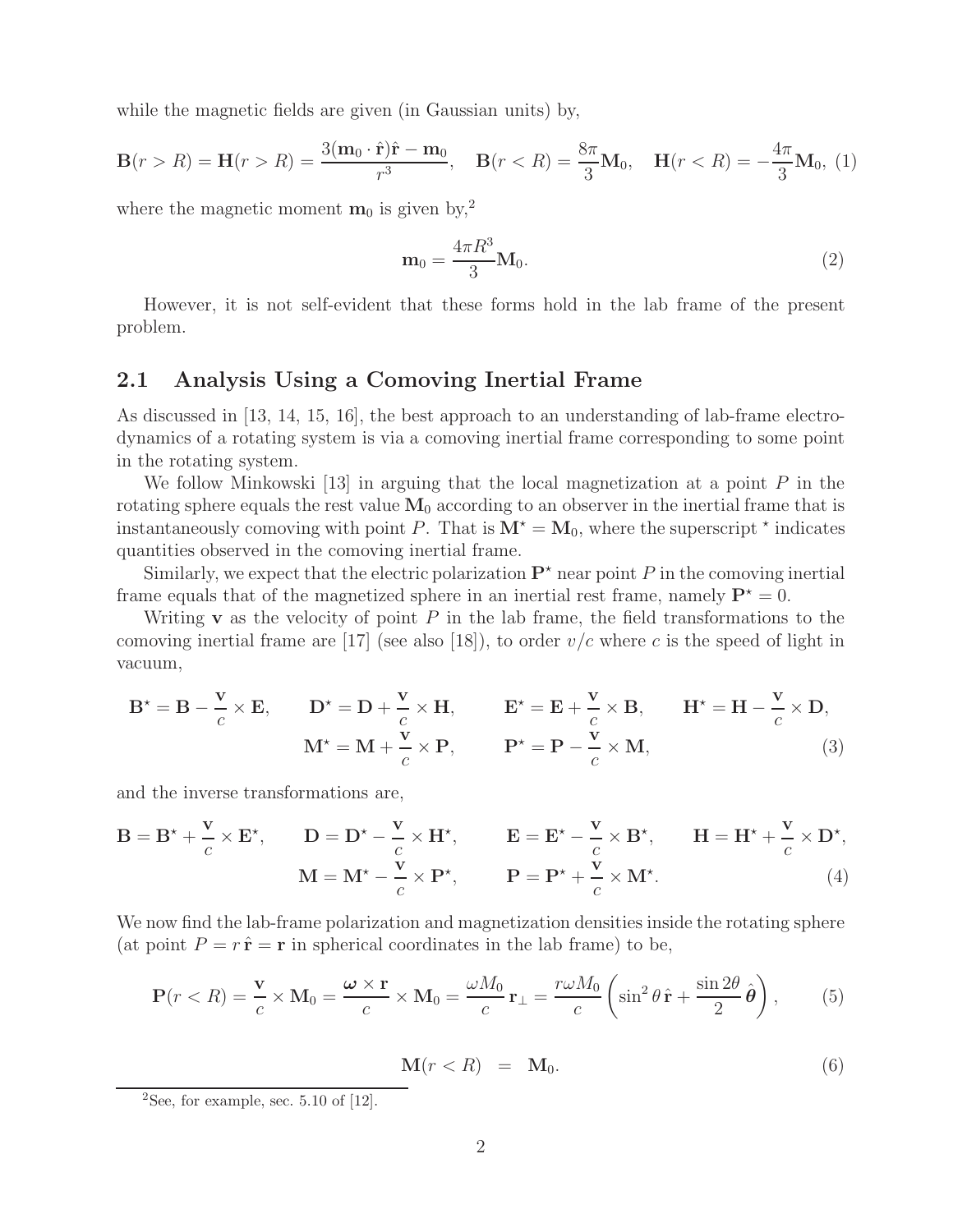while the magnetic fields are given (in Gaussian units) by,

$$\mathbf{B}(r > R) = \mathbf{H}(r > R) = \frac{3(\mathbf{m}_0 \cdot \hat{\mathbf{r}})\hat{\mathbf{r}} - \mathbf{m}_0}{r^3}, \quad \mathbf{B}(r < R) = \frac{8\pi}{3}\mathbf{M}_0, \quad \mathbf{H}(r < R) = -\frac{4\pi}{3}\mathbf{M}_0, \tag{1}$$

where the magnetic moment $\mathbf{m}_0$ is given by,[2]

$$\mathbf{m}_0 = \frac{4\pi R^3}{3}\mathbf{M}_0. \tag{2}$$

However, it is not self-evident that these forms hold in the lab frame of the present problem.

## 2.1 Analysis Using a Comoving Inertial Frame

As discussed in [13, 14, 15, 16], the best approach to an understanding of lab-frame electrodynamics of a rotating system is via a comoving inertial frame corresponding to some point in the rotating system.

We follow Minkowski [13] in arguing that the local magnetization at a point $P$ in the rotating sphere equals the rest value $\mathbf{M}_0$ according to an observer in the inertial frame that is instantaneously comoving with point $P$. That is $\mathbf{M}^\star = \mathbf{M}_0$, where the superscript $^\star$ indicates quantities observed in the comoving inertial frame.

Similarly, we expect that the electric polarization $\mathbf{P}^\star$ near point $P$ in the comoving inertial frame equals that of the magnetized sphere in an inertial rest frame, namely $\mathbf{P}^\star = 0$.

Writing $\mathbf{v}$ as the velocity of point $P$ in the lab frame, the field transformations to the comoving inertial frame are [17] (see also [18]), to order $v/c$ where $c$ is the speed of light in vacuum,

$$\mathbf{B}^\star = \mathbf{B} - \frac{\mathbf{v}}{c} \times \mathbf{E}, \qquad \mathbf{D}^\star = \mathbf{D} + \frac{\mathbf{v}}{c} \times \mathbf{H}, \qquad \mathbf{E}^\star = \mathbf{E} + \frac{\mathbf{v}}{c} \times \mathbf{B}, \qquad \mathbf{H}^\star = \mathbf{H} - \frac{\mathbf{v}}{c} \times \mathbf{D},$$
$$\mathbf{M}^\star = \mathbf{M} + \frac{\mathbf{v}}{c} \times \mathbf{P}, \qquad \mathbf{P}^\star = \mathbf{P} - \frac{\mathbf{v}}{c} \times \mathbf{M}, \tag{3}$$

and the inverse transformations are,

$$\mathbf{B} = \mathbf{B}^\star + \frac{\mathbf{v}}{c} \times \mathbf{E}^\star, \qquad \mathbf{D} = \mathbf{D}^\star - \frac{\mathbf{v}}{c} \times \mathbf{H}^\star, \qquad \mathbf{E} = \mathbf{E}^\star - \frac{\mathbf{v}}{c} \times \mathbf{B}^\star, \qquad \mathbf{H} = \mathbf{H}^\star + \frac{\mathbf{v}}{c} \times \mathbf{D}^\star,$$
$$\mathbf{M} = \mathbf{M}^\star - \frac{\mathbf{v}}{c} \times \mathbf{P}^\star, \qquad \mathbf{P} = \mathbf{P}^\star + \frac{\mathbf{v}}{c} \times \mathbf{M}^\star. \tag{4}$$

We now find the lab-frame polarization and magnetization densities inside the rotating sphere (at point $P = r\,\hat{\mathbf{r}} = \mathbf{r}$ in spherical coordinates in the lab frame) to be,

$$\mathbf{P}(r < R) = \frac{\mathbf{v}}{c} \times \mathbf{M}_0 = \frac{\boldsymbol{\omega} \times \mathbf{r}}{c} \times \mathbf{M}_0 = \frac{\omega M_0}{c}\,\mathbf{r}_\perp = \frac{r\omega M_0}{c}\left(\sin^2\theta\,\hat{\mathbf{r}} + \frac{\sin 2\theta}{2}\,\hat{\boldsymbol{\theta}}\right), \tag{5}$$

$$\mathbf{M}(r < R) \;\; = \;\; \mathbf{M}_0. \tag{6}$$

[2] See, for example, sec. 5.10 of [12].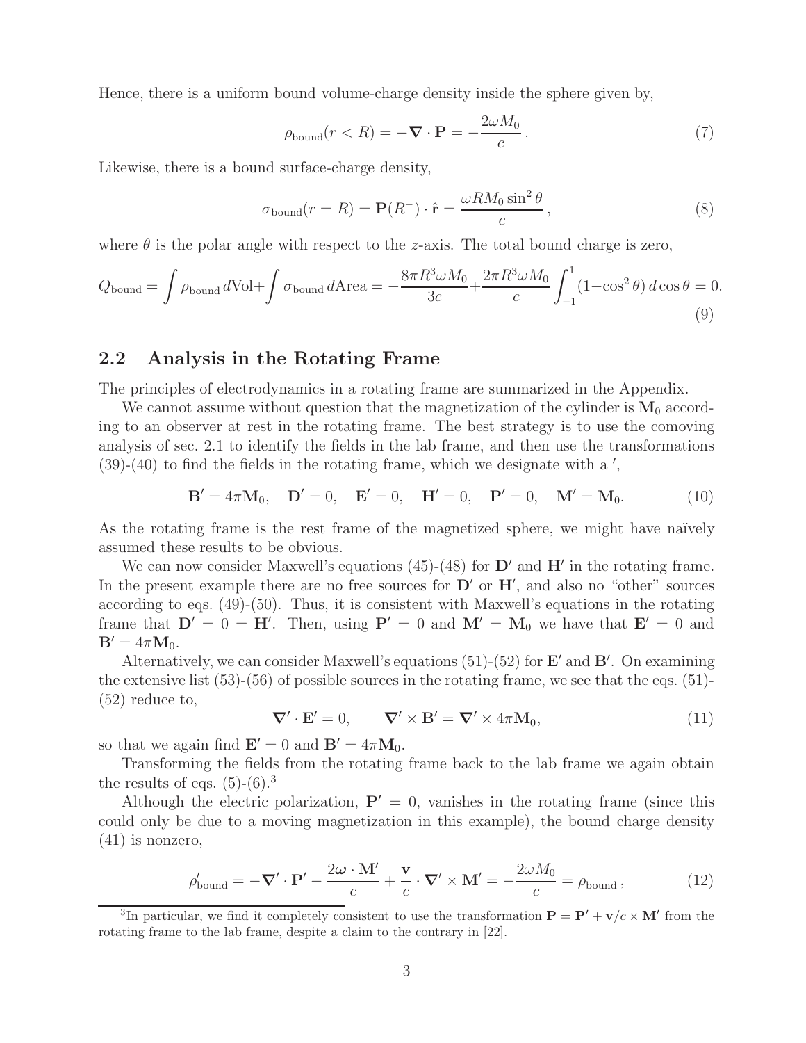Hence, there is a uniform bound volume-charge density inside the sphere given by,

$$\rho_{\rm bound}(r < R) = -\boldsymbol{\nabla} \cdot \mathbf{P} = -\frac{2\omega M_0}{c}\,. \tag{7}$$

Likewise, there is a bound surface-charge density,

$$\sigma_{\rm bound}(r = R) = \mathbf{P}(R^-) \cdot \hat{\mathbf{r}} = \frac{\omega R M_0 \sin^2\theta}{c}\,, \tag{8}$$

where $\theta$ is the polar angle with respect to the $z$-axis. The total bound charge is zero,

$$Q_{\rm bound} = \int \rho_{\rm bound}\, d{\rm Vol} + \int \sigma_{\rm bound}\, d{\rm Area} = -\frac{8\pi R^3 \omega M_0}{3c} + \frac{2\pi R^3 \omega M_0}{c} \int_{-1}^{1} (1 - \cos^2\theta)\, d\cos\theta = 0. \tag{9}$$

## 2.2 Analysis in the Rotating Frame

The principles of electrodynamics in a rotating frame are summarized in the Appendix.

We cannot assume without question that the magnetization of the cylinder is $\mathbf{M}_0$ according to an observer at rest in the rotating frame. The best strategy is to use the comoving analysis of sec. 2.1 to identify the fields in the lab frame, and then use the transformations (39)-(40) to find the fields in the rotating frame, which we designate with a $'$,

$$\mathbf{B}' = 4\pi\mathbf{M}_0, \quad \mathbf{D}' = 0, \quad \mathbf{E}' = 0, \quad \mathbf{H}' = 0, \quad \mathbf{P}' = 0, \quad \mathbf{M}' = \mathbf{M}_0. \tag{10}$$

As the rotating frame is the rest frame of the magnetized sphere, we might have naïvely assumed these results to be obvious.

We can now consider Maxwell's equations (45)-(48) for $\mathbf{D}'$ and $\mathbf{H}'$ in the rotating frame. In the present example there are no free sources for $\mathbf{D}'$ or $\mathbf{H}'$, and also no "other" sources according to eqs. (49)-(50). Thus, it is consistent with Maxwell's equations in the rotating frame that $\mathbf{D}' = 0 = \mathbf{H}'$. Then, using $\mathbf{P}' = 0$ and $\mathbf{M}' = \mathbf{M}_0$ we have that $\mathbf{E}' = 0$ and $\mathbf{B}' = 4\pi\mathbf{M}_0$.

Alternatively, we can consider Maxwell's equations (51)-(52) for $\mathbf{E}'$ and $\mathbf{B}'$. On examining the extensive list (53)-(56) of possible sources in the rotating frame, we see that the eqs. (51)-(52) reduce to,

$$\boldsymbol{\nabla}' \cdot \mathbf{E}' = 0, \qquad \boldsymbol{\nabla}' \times \mathbf{B}' = \boldsymbol{\nabla}' \times 4\pi\mathbf{M}_0, \tag{11}$$

so that we again find $\mathbf{E}' = 0$ and $\mathbf{B}' = 4\pi\mathbf{M}_0$.

Transforming the fields from the rotating frame back to the lab frame we again obtain the results of eqs. (5)-(6).[3]

Although the electric polarization, $\mathbf{P}' = 0$, vanishes in the rotating frame (since this could only be due to a moving magnetization in this example), the bound charge density (41) is nonzero,

$$\rho'_{\rm bound} = -\boldsymbol{\nabla}' \cdot \mathbf{P}' - \frac{2\boldsymbol{\omega} \cdot \mathbf{M}'}{c} + \frac{\mathbf{v}}{c} \cdot \boldsymbol{\nabla}' \times \mathbf{M}' = -\frac{2\omega M_0}{c} = \rho_{\rm bound}\,, \tag{12}$$

[3] In particular, we find it completely consistent to use the transformation $\mathbf{P} = \mathbf{P}' + \mathbf{v}/c \times \mathbf{M}'$ from the rotating frame to the lab frame, despite a claim to the contrary in [22].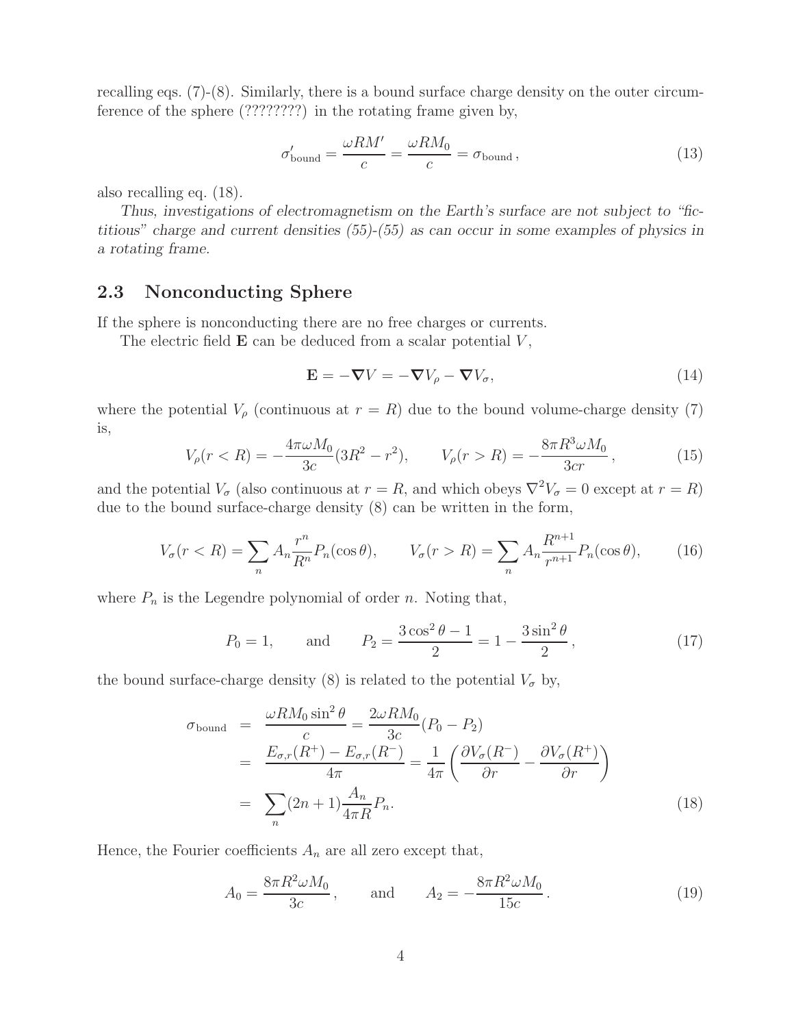recalling eqs. (7)-(8). Similarly, there is a bound surface charge density on the outer circumference of the sphere (????????) in the rotating frame given by,

$$\sigma'_{\rm bound} = \frac{\omega R M'}{c} = \frac{\omega R M_0}{c} = \sigma_{\rm bound}\,, \tag{13}$$

also recalling eq. (18).

*Thus, investigations of electromagnetism on the Earth's surface are not subject to "fictitious" charge and current densities (55)-(55) as can occur in some examples of physics in a rotating frame.*

## 2.3 Nonconducting Sphere

If the sphere is nonconducting there are no free charges or currents.

The electric field $\mathbf{E}$ can be deduced from a scalar potential $V$,

$$\mathbf{E} = -\boldsymbol{\nabla} V = -\boldsymbol{\nabla} V_\rho - \boldsymbol{\nabla} V_\sigma, \tag{14}$$

where the potential $V_\rho$ (continuous at $r = R$) due to the bound volume-charge density (7) is,

$$V_\rho(r < R) = -\frac{4\pi\omega M_0}{3c}(3R^2 - r^2), \qquad V_\rho(r > R) = -\frac{8\pi R^3 \omega M_0}{3cr}\,, \tag{15}$$

and the potential $V_\sigma$ (also continuous at $r = R$, and which obeys $\nabla^2 V_\sigma = 0$ except at $r = R$) due to the bound surface-charge density (8) can be written in the form,

$$V_\sigma(r < R) = \sum_n A_n \frac{r^n}{R^n} P_n(\cos\theta), \qquad V_\sigma(r > R) = \sum_n A_n \frac{R^{n+1}}{r^{n+1}} P_n(\cos\theta), \tag{16}$$

where $P_n$ is the Legendre polynomial of order $n$. Noting that,

$$P_0 = 1, \qquad \text{and} \qquad P_2 = \frac{3\cos^2\theta - 1}{2} = 1 - \frac{3\sin^2\theta}{2}\,, \tag{17}$$

the bound surface-charge density (8) is related to the potential $V_\sigma$ by,

$$\begin{aligned}
\sigma_{\rm bound} &= \frac{\omega R M_0 \sin^2\theta}{c} = \frac{2\omega R M_0}{3c}(P_0 - P_2) \\
&= \frac{E_{\sigma,r}(R^+) - E_{\sigma,r}(R^-)}{4\pi} = \frac{1}{4\pi}\left(\frac{\partial V_\sigma(R^-)}{\partial r} - \frac{\partial V_\sigma(R^+)}{\partial r}\right) \\
&= \sum_n (2n+1)\frac{A_n}{4\pi R} P_n.
\end{aligned} \tag{18}$$

Hence, the Fourier coefficients $A_n$ are all zero except that,

$$A_0 = \frac{8\pi R^2 \omega M_0}{3c}\,, \qquad \text{and} \qquad A_2 = -\frac{8\pi R^2 \omega M_0}{15c}\,. \tag{19}$$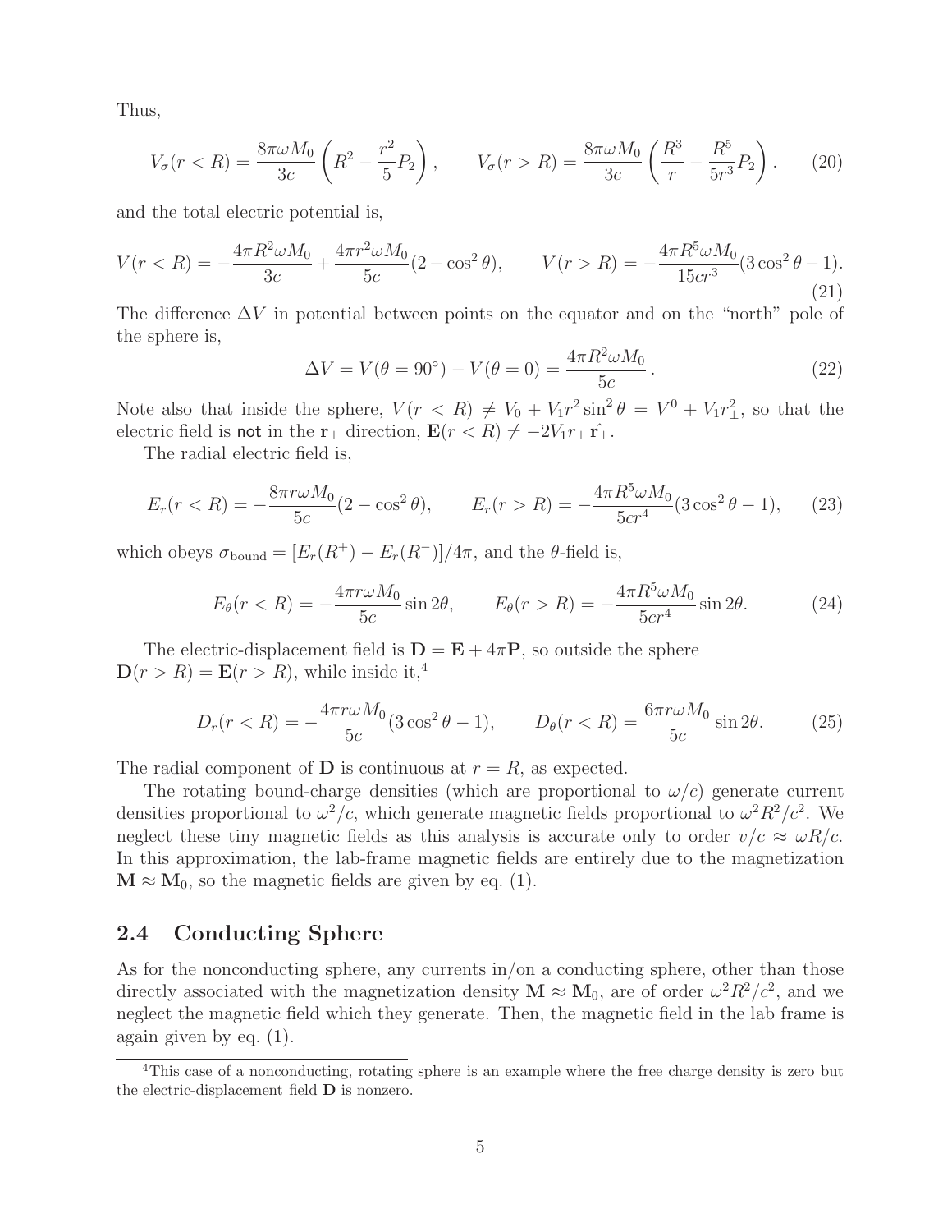Thus,

$$V_\sigma(r < R) = \frac{8\pi\omega M_0}{3c}\left(R^2 - \frac{r^2}{5}P_2\right), \qquad V_\sigma(r > R) = \frac{8\pi\omega M_0}{3c}\left(\frac{R^3}{r} - \frac{R^5}{5r^3}P_2\right). \tag{20}$$

and the total electric potential is,

$$V(r < R) = -\frac{4\pi R^2\omega M_0}{3c} + \frac{4\pi r^2\omega M_0}{5c}(2 - \cos^2\theta), \qquad V(r > R) = -\frac{4\pi R^5\omega M_0}{15cr^3}(3\cos^2\theta - 1). \tag{21}$$

The difference $\Delta V$ in potential between points on the equator and on the "north" pole of the sphere is,

$$\Delta V = V(\theta = 90^\circ) - V(\theta = 0) = \frac{4\pi R^2\omega M_0}{5c}. \tag{22}$$

Note also that inside the sphere, $V(r < R) \neq V_0 + V_1 r^2 \sin^2\theta = V^0 + V_1 r_\perp^2$, so that the electric field is not in the $\mathbf{r}_\perp$ direction, $\mathbf{E}(r < R) \neq -2V_1 r_\perp \hat{\mathbf{r}_\perp}$.

The radial electric field is,

$$E_r(r < R) = -\frac{8\pi r\omega M_0}{5c}(2 - \cos^2\theta), \qquad E_r(r > R) = -\frac{4\pi R^5\omega M_0}{5cr^4}(3\cos^2\theta - 1), \tag{23}$$

which obeys $\sigma_{\rm bound} = [E_r(R^+) - E_r(R^-)]/4\pi$, and the $\theta$-field is,

$$E_\theta(r < R) = -\frac{4\pi r\omega M_0}{5c}\sin 2\theta, \qquad E_\theta(r > R) = -\frac{4\pi R^5\omega M_0}{5cr^4}\sin 2\theta. \tag{24}$$

The electric-displacement field is $\mathbf{D} = \mathbf{E} + 4\pi\mathbf{P}$, so outside the sphere $\mathbf{D}(r > R) = \mathbf{E}(r > R)$, while inside it,[4]

$$D_r(r < R) = -\frac{4\pi r\omega M_0}{5c}(3\cos^2\theta - 1), \qquad D_\theta(r < R) = \frac{6\pi r\omega M_0}{5c}\sin 2\theta. \tag{25}$$

The radial component of $\mathbf{D}$ is continuous at $r = R$, as expected.

The rotating bound-charge densities (which are proportional to $\omega/c$) generate current densities proportional to $\omega^2/c$, which generate magnetic fields proportional to $\omega^2 R^2/c^2$. We neglect these tiny magnetic fields as this analysis is accurate only to order $v/c \approx \omega R/c$. In this approximation, the lab-frame magnetic fields are entirely due to the magnetization $\mathbf{M} \approx \mathbf{M}_0$, so the magnetic fields are given by eq. (1).

## 2.4 Conducting Sphere

As for the nonconducting sphere, any currents in/on a conducting sphere, other than those directly associated with the magnetization density $\mathbf{M} \approx \mathbf{M}_0$, are of order $\omega^2 R^2/c^2$, and we neglect the magnetic field which they generate. Then, the magnetic field in the lab frame is again given by eq. (1).

[4] This case of a nonconducting, rotating sphere is an example where the free charge density is zero but the electric-displacement field $\mathbf{D}$ is nonzero.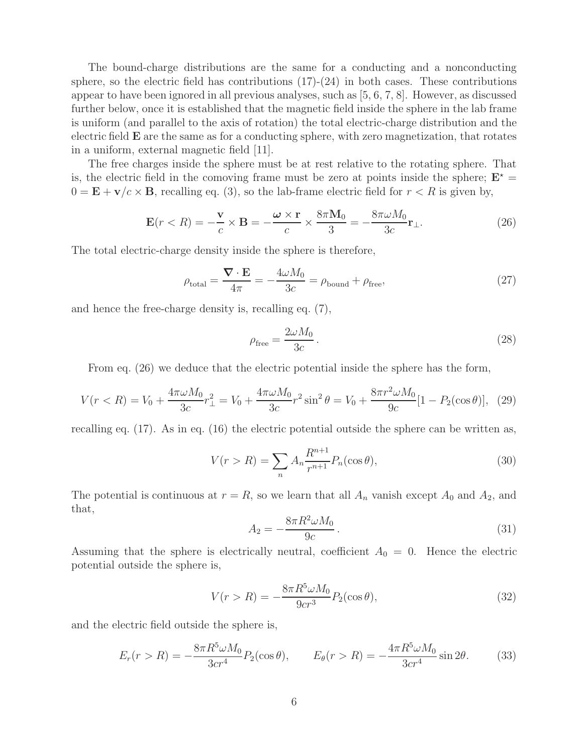The bound-charge distributions are the same for a conducting and a nonconducting sphere, so the electric field has contributions (17)-(24) in both cases. These contributions appear to have been ignored in all previous analyses, such as [5, 6, 7, 8]. However, as discussed further below, once it is established that the magnetic field inside the sphere in the lab frame is uniform (and parallel to the axis of rotation) the total electric-charge distribution and the electric field $\mathbf{E}$ are the same as for a conducting sphere, with zero magnetization, that rotates in a uniform, external magnetic field [11].

The free charges inside the sphere must be at rest relative to the rotating sphere. That is, the electric field in the comoving frame must be zero at points inside the sphere; $\mathbf{E}^\star = 0 = \mathbf{E} + \mathbf{v}/c \times \mathbf{B}$, recalling eq. (3), so the lab-frame electric field for $r < R$ is given by,

$$\mathbf{E}(r < R) = -\frac{\mathbf{v}}{c} \times \mathbf{B} = -\frac{\boldsymbol{\omega} \times \mathbf{r}}{c} \times \frac{8\pi \mathbf{M}_0}{3} = -\frac{8\pi\omega M_0}{3c}\mathbf{r}_\perp. \tag{26}$$

The total electric-charge density inside the sphere is therefore,

$$\rho_{\rm total} = \frac{\boldsymbol{\nabla} \cdot \mathbf{E}}{4\pi} = -\frac{4\omega M_0}{3c} = \rho_{\rm bound} + \rho_{\rm free}, \tag{27}$$

and hence the free-charge density is, recalling eq. (7),

$$\rho_{\rm free} = \frac{2\omega M_0}{3c}\,. \tag{28}$$

From eq. (26) we deduce that the electric potential inside the sphere has the form,

$$V(r < R) = V_0 + \frac{4\pi\omega M_0}{3c} r_\perp^2 = V_0 + \frac{4\pi\omega M_0}{3c} r^2 \sin^2\theta = V_0 + \frac{8\pi r^2 \omega M_0}{9c}[1 - P_2(\cos\theta)], \tag{29}$$

recalling eq. (17). As in eq. (16) the electric potential outside the sphere can be written as,

$$V(r > R) = \sum_n A_n \frac{R^{n+1}}{r^{n+1}} P_n(\cos\theta), \tag{30}$$

The potential is continuous at $r = R$, so we learn that all $A_n$ vanish except $A_0$ and $A_2$, and that,

$$A_2 = -\frac{8\pi R^2 \omega M_0}{9c}\,. \tag{31}$$

Assuming that the sphere is electrically neutral, coefficient $A_0 = 0$. Hence the electric potential outside the sphere is,

$$V(r > R) = -\frac{8\pi R^5 \omega M_0}{9cr^3} P_2(\cos\theta), \tag{32}$$

and the electric field outside the sphere is,

$$E_r(r > R) = -\frac{8\pi R^5 \omega M_0}{3cr^4} P_2(\cos\theta), \qquad E_\theta(r > R) = -\frac{4\pi R^5 \omega M_0}{3cr^4} \sin 2\theta. \tag{33}$$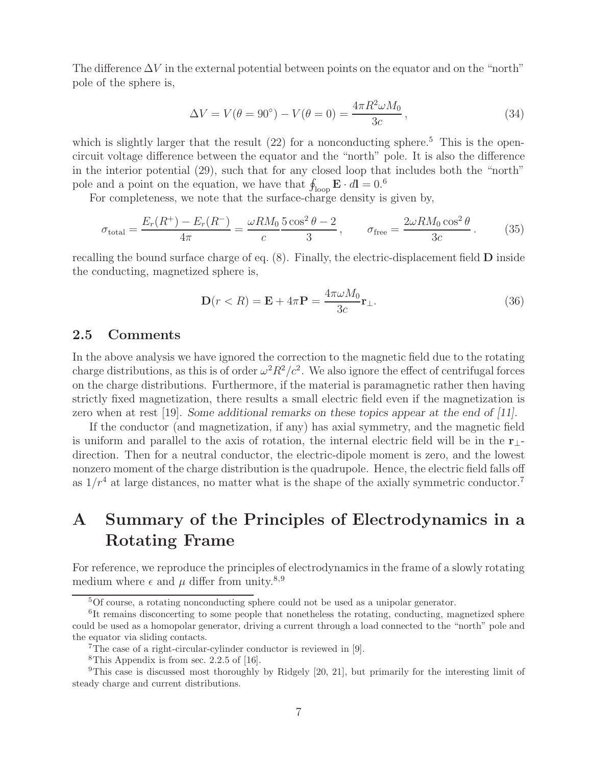The difference $\Delta V$ in the external potential between points on the equator and on the "north" pole of the sphere is,

$$\Delta V = V(\theta = 90^\circ) - V(\theta = 0) = \frac{4\pi R^2 \omega M_0}{3c}, \tag{34}$$

which is slightly larger that the result (22) for a nonconducting sphere.[5] This is the open-circuit voltage difference between the equator and the "north" pole. It is also the difference in the interior potential (29), such that for any closed loop that includes both the "north" pole and a point on the equation, we have that $\oint_{\rm loop} \mathbf{E} \cdot d\mathbf{l} = 0$.[6]

For completeness, we note that the surface-charge density is given by,

$$\sigma_{\rm total} = \frac{E_r(R^+) - E_r(R^-)}{4\pi} = \frac{\omega R M_0}{c} \frac{5\cos^2\theta - 2}{3}, \qquad \sigma_{\rm free} = \frac{2\omega R M_0 \cos^2\theta}{3c}. \tag{35}$$

recalling the bound surface charge of eq. (8). Finally, the electric-displacement field $\mathbf{D}$ inside the conducting, magnetized sphere is,

$$\mathbf{D}(r < R) = \mathbf{E} + 4\pi\mathbf{P} = \frac{4\pi\omega M_0}{3c}\mathbf{r}_\perp. \tag{36}$$

## 2.5 Comments

In the above analysis we have ignored the correction to the magnetic field due to the rotating charge distributions, as this is of order $\omega^2 R^2/c^2$. We also ignore the effect of centrifugal forces on the charge distributions. Furthermore, if the material is paramagnetic rather then having strictly fixed magnetization, there results a small electric field even if the magnetization is zero when at rest [19]. *Some additional remarks on these topics appear at the end of [11].*

If the conductor (and magnetization, if any) has axial symmetry, and the magnetic field is uniform and parallel to the axis of rotation, the internal electric field will be in the $\mathbf{r}_\perp$-direction. Then for a neutral conductor, the electric-dipole moment is zero, and the lowest nonzero moment of the charge distribution is the quadrupole. Hence, the electric field falls off as $1/r^4$ at large distances, no matter what is the shape of the axially symmetric conductor.[7]

# A Summary of the Principles of Electrodynamics in a Rotating Frame

For reference, we reproduce the principles of electrodynamics in the frame of a slowly rotating medium where $\epsilon$ and $\mu$ differ from unity.[8,9]

---

[5] Of course, a rotating nonconducting sphere could not be used as a unipolar generator.

[6] It remains disconcerting to some people that nonetheless the rotating, conducting, magnetized sphere could be used as a homopolar generator, driving a current through a load connected to the "north" pole and the equator via sliding contacts.

[7] The case of a right-circular-cylinder conductor is reviewed in [9].

[8] This Appendix is from sec. 2.2.5 of [16].

[9] This case is discussed most thoroughly by Ridgely [20, 21], but primarily for the interesting limit of steady charge and current distributions.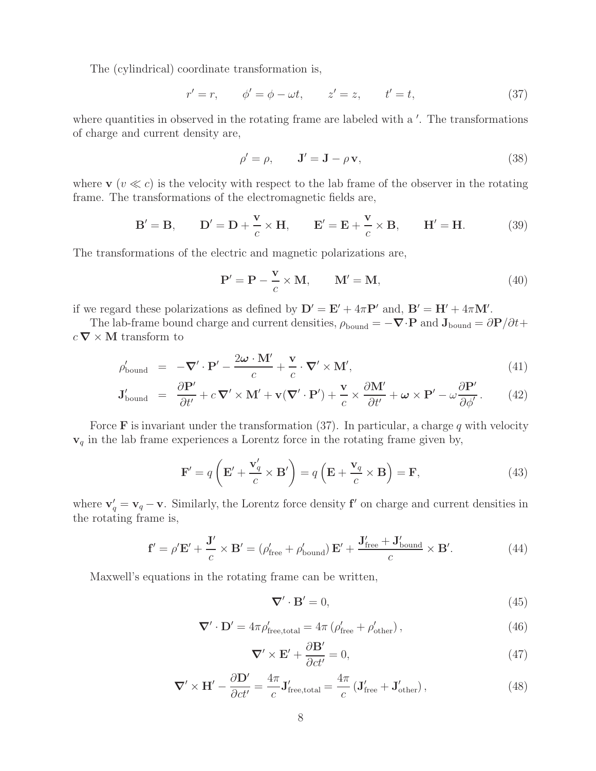The (cylindrical) coordinate transformation is,

$$r' = r, \qquad \phi' = \phi - \omega t, \qquad z' = z, \qquad t' = t, \tag{37}$$

where quantities in observed in the rotating frame are labeled with a $'$. The transformations of charge and current density are,

$$\rho' = \rho, \qquad \mathbf{J}' = \mathbf{J} - \rho\,\mathbf{v}, \tag{38}$$

where $\mathbf{v}$ ($v \ll c$) is the velocity with respect to the lab frame of the observer in the rotating frame. The transformations of the electromagnetic fields are,

$$\mathbf{B}' = \mathbf{B}, \qquad \mathbf{D}' = \mathbf{D} + \frac{\mathbf{v}}{c} \times \mathbf{H}, \qquad \mathbf{E}' = \mathbf{E} + \frac{\mathbf{v}}{c} \times \mathbf{B}, \qquad \mathbf{H}' = \mathbf{H}. \tag{39}$$

The transformations of the electric and magnetic polarizations are,

$$\mathbf{P}' = \mathbf{P} - \frac{\mathbf{v}}{c} \times \mathbf{M}, \qquad \mathbf{M}' = \mathbf{M}, \tag{40}$$

if we regard these polarizations as defined by $\mathbf{D}' = \mathbf{E}' + 4\pi\mathbf{P}'$ and, $\mathbf{B}' = \mathbf{H}' + 4\pi\mathbf{M}'$.

The lab-frame bound charge and current densities, $\rho_{\rm bound} = -\boldsymbol{\nabla}\cdot\mathbf{P}$ and $\mathbf{J}_{\rm bound} = \partial\mathbf{P}/\partial t + c\,\boldsymbol{\nabla}\times\mathbf{M}$ transform to

$$\rho'_{\rm bound} = -\boldsymbol{\nabla}'\cdot\mathbf{P}' - \frac{2\boldsymbol{\omega}\cdot\mathbf{M}'}{c} + \frac{\mathbf{v}}{c}\cdot\boldsymbol{\nabla}'\times\mathbf{M}', \tag{41}$$

$$\mathbf{J}'_{\rm bound} = \frac{\partial\mathbf{P}'}{\partial t'} + c\,\boldsymbol{\nabla}'\times\mathbf{M}' + \mathbf{v}(\boldsymbol{\nabla}'\cdot\mathbf{P}') + \frac{\mathbf{v}}{c}\times\frac{\partial\mathbf{M}'}{\partial t'} + \boldsymbol{\omega}\times\mathbf{P}' - \omega\frac{\partial\mathbf{P}'}{\partial\phi'}. \tag{42}$$

Force $\mathbf{F}$ is invariant under the transformation (37). In particular, a charge $q$ with velocity $\mathbf{v}_q$ in the lab frame experiences a Lorentz force in the rotating frame given by,

$$\mathbf{F}' = q\left(\mathbf{E}' + \frac{\mathbf{v}'_q}{c}\times\mathbf{B}'\right) = q\left(\mathbf{E} + \frac{\mathbf{v}_q}{c}\times\mathbf{B}\right) = \mathbf{F}, \tag{43}$$

where $\mathbf{v}'_q = \mathbf{v}_q - \mathbf{v}$. Similarly, the Lorentz force density $\mathbf{f}'$ on charge and current densities in the rotating frame is,

$$\mathbf{f}' = \rho'\mathbf{E}' + \frac{\mathbf{J}'}{c}\times\mathbf{B}' = \left(\rho'_{\rm free} + \rho'_{\rm bound}\right)\mathbf{E}' + \frac{\mathbf{J}'_{\rm free} + \mathbf{J}'_{\rm bound}}{c}\times\mathbf{B}'. \tag{44}$$

Maxwell's equations in the rotating frame can be written,

$$\boldsymbol{\nabla}'\cdot\mathbf{B}' = 0, \tag{45}$$

$$\boldsymbol{\nabla}'\cdot\mathbf{D}' = 4\pi\rho'_{\rm free,total} = 4\pi\left(\rho'_{\rm free} + \rho'_{\rm other}\right), \tag{46}$$

$$\boldsymbol{\nabla}'\times\mathbf{E}' + \frac{\partial\mathbf{B}'}{\partial ct'} = 0, \tag{47}$$

$$\boldsymbol{\nabla}'\times\mathbf{H}' - \frac{\partial\mathbf{D}'}{\partial ct'} = \frac{4\pi}{c}\mathbf{J}'_{\rm free,total} = \frac{4\pi}{c}\left(\mathbf{J}'_{\rm free} + \mathbf{J}'_{\rm other}\right), \tag{48}$$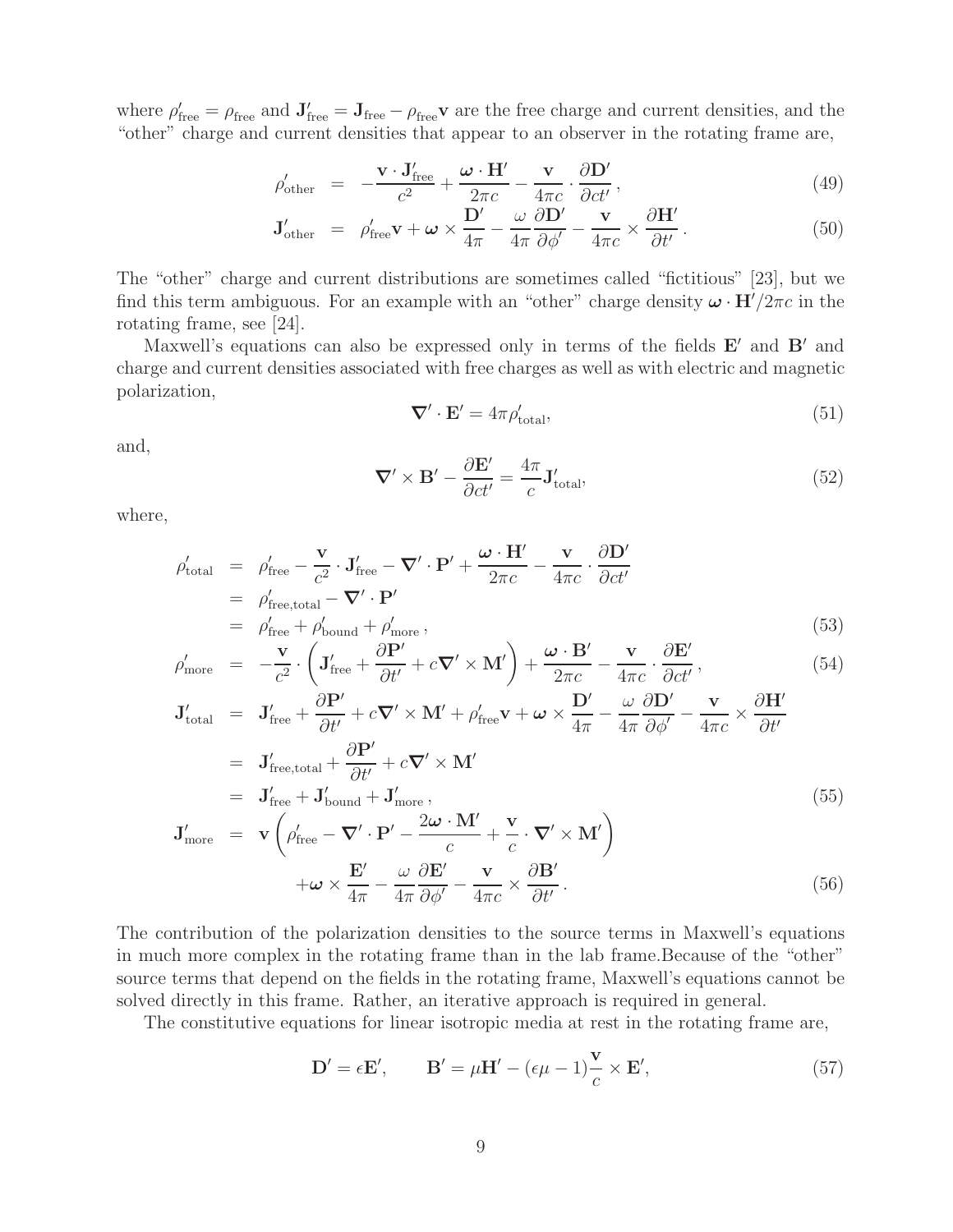where $\rho'_{\rm free} = \rho_{\rm free}$ and $\mathbf{J}'_{\rm free} = \mathbf{J}_{\rm free} - \rho_{\rm free}\mathbf{v}$ are the free charge and current densities, and the "other" charge and current densities that appear to an observer in the rotating frame are,

$$\rho'_{\rm other} = -\frac{\mathbf{v}\cdot\mathbf{J}'_{\rm free}}{c^2} + \frac{\boldsymbol{\omega}\cdot\mathbf{H}'}{2\pi c} - \frac{\mathbf{v}}{4\pi c}\cdot\frac{\partial \mathbf{D}'}{\partial ct'}\,, \tag{49}$$

$$\mathbf{J}'_{\rm other} = \rho'_{\rm free}\mathbf{v} + \boldsymbol{\omega}\times\frac{\mathbf{D}'}{4\pi} - \frac{\omega}{4\pi}\frac{\partial \mathbf{D}'}{\partial\phi'} - \frac{\mathbf{v}}{4\pi c}\times\frac{\partial \mathbf{H}'}{\partial t'}\,. \tag{50}$$

The "other" charge and current distributions are sometimes called "fictitious" [23], but we find this term ambiguous. For an example with an "other" charge density $\boldsymbol{\omega}\cdot\mathbf{H}'/2\pi c$ in the rotating frame, see [24].

Maxwell's equations can also be expressed only in terms of the fields $\mathbf{E}'$ and $\mathbf{B}'$ and charge and current densities associated with free charges as well as with electric and magnetic polarization,

$$\boldsymbol{\nabla}'\cdot\mathbf{E}' = 4\pi\rho'_{\rm total}, \tag{51}$$

and,

$$\boldsymbol{\nabla}'\times\mathbf{B}' - \frac{\partial \mathbf{E}'}{\partial ct'} = \frac{4\pi}{c}\mathbf{J}'_{\rm total}, \tag{52}$$

where,

$$\begin{aligned}
\rho'_{\rm total} &= \rho'_{\rm free} - \frac{\mathbf{v}}{c^2}\cdot\mathbf{J}'_{\rm free} - \boldsymbol{\nabla}'\cdot\mathbf{P}' + \frac{\boldsymbol{\omega}\cdot\mathbf{H}'}{2\pi c} - \frac{\mathbf{v}}{4\pi c}\cdot\frac{\partial \mathbf{D}'}{\partial ct'} \\
&= \rho'_{\rm free,total} - \boldsymbol{\nabla}'\cdot\mathbf{P}' \\
&= \rho'_{\rm free} + \rho'_{\rm bound} + \rho'_{\rm more}\,,
\end{aligned} \tag{53}$$

$$\rho'_{\rm more} = -\frac{\mathbf{v}}{c^2}\cdot\left(\mathbf{J}'_{\rm free} + \frac{\partial \mathbf{P}'}{\partial t'} + c\boldsymbol{\nabla}'\times\mathbf{M}'\right) + \frac{\boldsymbol{\omega}\cdot\mathbf{B}'}{2\pi c} - \frac{\mathbf{v}}{4\pi c}\cdot\frac{\partial \mathbf{E}'}{\partial ct'}\,, \tag{54}$$

$$\begin{aligned}
\mathbf{J}'_{\rm total} &= \mathbf{J}'_{\rm free} + \frac{\partial \mathbf{P}'}{\partial t'} + c\boldsymbol{\nabla}'\times\mathbf{M}' + \rho'_{\rm free}\mathbf{v} + \boldsymbol{\omega}\times\frac{\mathbf{D}'}{4\pi} - \frac{\omega}{4\pi}\frac{\partial \mathbf{D}'}{\partial\phi'} - \frac{\mathbf{v}}{4\pi c}\times\frac{\partial \mathbf{H}'}{\partial t'} \\
&= \mathbf{J}'_{\rm free,total} + \frac{\partial \mathbf{P}'}{\partial t'} + c\boldsymbol{\nabla}'\times\mathbf{M}' \\
&= \mathbf{J}'_{\rm free} + \mathbf{J}'_{\rm bound} + \mathbf{J}'_{\rm more}\,,
\end{aligned} \tag{55}$$

$$\begin{aligned}
\mathbf{J}'_{\rm more} &= \mathbf{v}\left(\rho'_{\rm free} - \boldsymbol{\nabla}'\cdot\mathbf{P}' - \frac{2\boldsymbol{\omega}\cdot\mathbf{M}'}{c} + \frac{\mathbf{v}}{c}\cdot\boldsymbol{\nabla}'\times\mathbf{M}'\right) \\
&\quad + \boldsymbol{\omega}\times\frac{\mathbf{E}'}{4\pi} - \frac{\omega}{4\pi}\frac{\partial \mathbf{E}'}{\partial\phi'} - \frac{\mathbf{v}}{4\pi c}\times\frac{\partial \mathbf{B}'}{\partial t'}\,.
\end{aligned} \tag{56}$$

The contribution of the polarization densities to the source terms in Maxwell's equations in much more complex in the rotating frame than in the lab frame.Because of the "other" source terms that depend on the fields in the rotating frame, Maxwell's equations cannot be solved directly in this frame. Rather, an iterative approach is required in general.

The constitutive equations for linear isotropic media at rest in the rotating frame are,

$$\mathbf{D}' = \epsilon\mathbf{E}', \qquad \mathbf{B}' = \mu\mathbf{H}' - (\epsilon\mu - 1)\frac{\mathbf{v}}{c}\times\mathbf{E}', \tag{57}$$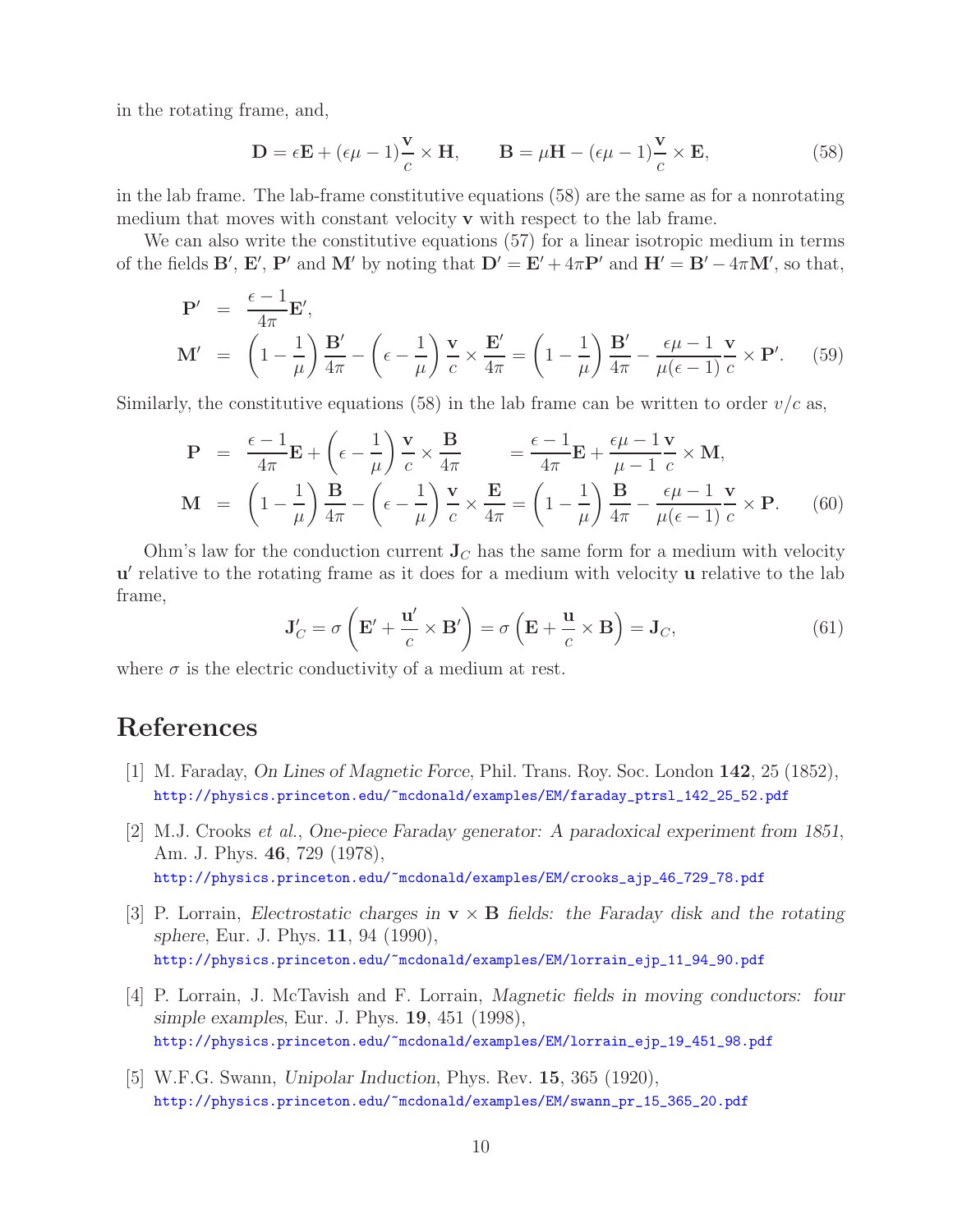in the rotating frame, and,

$$\mathbf{D} = \epsilon \mathbf{E} + (\epsilon\mu - 1)\frac{\mathbf{v}}{c} \times \mathbf{H}, \qquad \mathbf{B} = \mu \mathbf{H} - (\epsilon\mu - 1)\frac{\mathbf{v}}{c} \times \mathbf{E}, \tag{58}$$

in the lab frame. The lab-frame constitutive equations (58) are the same as for a nonrotating medium that moves with constant velocity $\mathbf{v}$ with respect to the lab frame.

We can also write the constitutive equations (57) for a linear isotropic medium in terms of the fields $\mathbf{B}'$, $\mathbf{E}'$, $\mathbf{P}'$ and $\mathbf{M}'$ by noting that $\mathbf{D}' = \mathbf{E}' + 4\pi\mathbf{P}'$ and $\mathbf{H}' = \mathbf{B}' - 4\pi\mathbf{M}'$, so that,

$$\begin{aligned}
\mathbf{P}' &= \frac{\epsilon - 1}{4\pi}\mathbf{E}', \\
\mathbf{M}' &= \left(1 - \frac{1}{\mu}\right)\frac{\mathbf{B}'}{4\pi} - \left(\epsilon - \frac{1}{\mu}\right)\frac{\mathbf{v}}{c} \times \frac{\mathbf{E}'}{4\pi} = \left(1 - \frac{1}{\mu}\right)\frac{\mathbf{B}'}{4\pi} - \frac{\epsilon\mu - 1}{\mu(\epsilon - 1)}\frac{\mathbf{v}}{c} \times \mathbf{P}'.
\end{aligned} \tag{59}$$

Similarly, the constitutive equations (58) in the lab frame can be written to order $v/c$ as,

$$\begin{aligned}
\mathbf{P} &= \frac{\epsilon - 1}{4\pi}\mathbf{E} + \left(\epsilon - \frac{1}{\mu}\right)\frac{\mathbf{v}}{c} \times \frac{\mathbf{B}}{4\pi} \qquad = \frac{\epsilon - 1}{4\pi}\mathbf{E} + \frac{\epsilon\mu - 1}{\mu - 1}\frac{\mathbf{v}}{c} \times \mathbf{M}, \\
\mathbf{M} &= \left(1 - \frac{1}{\mu}\right)\frac{\mathbf{B}}{4\pi} - \left(\epsilon - \frac{1}{\mu}\right)\frac{\mathbf{v}}{c} \times \frac{\mathbf{E}}{4\pi} = \left(1 - \frac{1}{\mu}\right)\frac{\mathbf{B}}{4\pi} - \frac{\epsilon\mu - 1}{\mu(\epsilon - 1)}\frac{\mathbf{v}}{c} \times \mathbf{P}.
\end{aligned} \tag{60}$$

Ohm's law for the conduction current $\mathbf{J}_C$ has the same form for a medium with velocity $\mathbf{u}'$ relative to the rotating frame as it does for a medium with velocity $\mathbf{u}$ relative to the lab frame,

$$\mathbf{J}'_C = \sigma\left(\mathbf{E}' + \frac{\mathbf{u}'}{c} \times \mathbf{B}'\right) = \sigma\left(\mathbf{E} + \frac{\mathbf{u}}{c} \times \mathbf{B}\right) = \mathbf{J}_C, \tag{61}$$

where $\sigma$ is the electric conductivity of a medium at rest.

# References

[1] M. Faraday, *On Lines of Magnetic Force*, Phil. Trans. Roy. Soc. London **142**, 25 (1852), http://physics.princeton.edu/~mcdonald/examples/EM/faraday_ptrsl_142_25_52.pdf

[2] M.J. Crooks *et al.*, *One-piece Faraday generator: A paradoxical experiment from 1851*, Am. J. Phys. **46**, 729 (1978), http://physics.princeton.edu/~mcdonald/examples/EM/crooks_ajp_46_729_78.pdf

[3] P. Lorrain, *Electrostatic charges in* $\mathbf{v} \times \mathbf{B}$ *fields: the Faraday disk and the rotating sphere*, Eur. J. Phys. **11**, 94 (1990), http://physics.princeton.edu/~mcdonald/examples/EM/lorrain_ejp_11_94_90.pdf

[4] P. Lorrain, J. McTavish and F. Lorrain, *Magnetic fields in moving conductors: four simple examples*, Eur. J. Phys. **19**, 451 (1998), http://physics.princeton.edu/~mcdonald/examples/EM/lorrain_ejp_19_451_98.pdf

[5] W.F.G. Swann, *Unipolar Induction*, Phys. Rev. **15**, 365 (1920), http://physics.princeton.edu/~mcdonald/examples/EM/swann_pr_15_365_20.pdf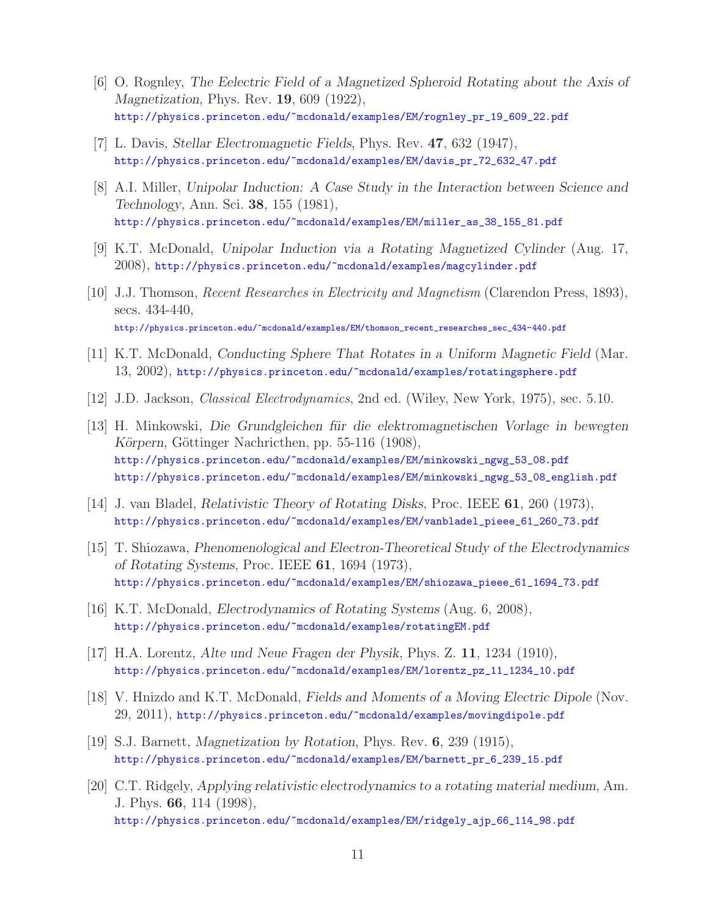[6] O. Rognley, *The Eelectric Field of a Magnetized Spheroid Rotating about the Axis of Magnetization*, Phys. Rev. **19**, 609 (1922),
http://physics.princeton.edu/~mcdonald/examples/EM/rognley_pr_19_609_22.pdf

[7] L. Davis, *Stellar Electromagnetic Fields*, Phys. Rev. **47**, 632 (1947),
http://physics.princeton.edu/~mcdonald/examples/EM/davis_pr_72_632_47.pdf

[8] A.I. Miller, *Unipolar Induction: A Case Study in the Interaction between Science and Technology*, Ann. Sci. **38**, 155 (1981),
http://physics.princeton.edu/~mcdonald/examples/EM/miller_as_38_155_81.pdf

[9] K.T. McDonald, *Unipolar Induction via a Rotating Magnetized Cylinder* (Aug. 17, 2008), http://physics.princeton.edu/~mcdonald/examples/magcylinder.pdf

[10] J.J. Thomson, *Recent Researches in Electricity and Magnetism* (Clarendon Press, 1893), secs. 434-440,
http://physics.princeton.edu/~mcdonald/examples/EM/thomson_recent_researches_sec_434-440.pdf

[11] K.T. McDonald, *Conducting Sphere That Rotates in a Uniform Magnetic Field* (Mar. 13, 2002), http://physics.princeton.edu/~mcdonald/examples/rotatingsphere.pdf

[12] J.D. Jackson, *Classical Electrodynamics*, 2nd ed. (Wiley, New York, 1975), sec. 5.10.

[13] H. Minkowski, *Die Grundgleichen für die elektromagnetischen Vorlage in bewegten Körpern*, Göttinger Nachricthen, pp. 55-116 (1908),
http://physics.princeton.edu/~mcdonald/examples/EM/minkowski_ngwg_53_08.pdf
http://physics.princeton.edu/~mcdonald/examples/EM/minkowski_ngwg_53_08_english.pdf

[14] J. van Bladel, *Relativistic Theory of Rotating Disks*, Proc. IEEE **61**, 260 (1973),
http://physics.princeton.edu/~mcdonald/examples/EM/vanbladel_pieee_61_260_73.pdf

[15] T. Shiozawa, *Phenomenological and Electron-Theoretical Study of the Electrodynamics of Rotating Systems*, Proc. IEEE **61**, 1694 (1973),
http://physics.princeton.edu/~mcdonald/examples/EM/shiozawa_pieee_61_1694_73.pdf

[16] K.T. McDonald, *Electrodynamics of Rotating Systems* (Aug. 6, 2008),
http://physics.princeton.edu/~mcdonald/examples/rotatingEM.pdf

[17] H.A. Lorentz, *Alte und Neue Fragen der Physik*, Phys. Z. **11**, 1234 (1910),
http://physics.princeton.edu/~mcdonald/examples/EM/lorentz_pz_11_1234_10.pdf

[18] V. Hnizdo and K.T. McDonald, *Fields and Moments of a Moving Electric Dipole* (Nov. 29, 2011), http://physics.princeton.edu/~mcdonald/examples/movingdipole.pdf

[19] S.J. Barnett, *Magnetization by Rotation*, Phys. Rev. **6**, 239 (1915),
http://physics.princeton.edu/~mcdonald/examples/EM/barnett_pr_6_239_15.pdf

[20] C.T. Ridgely, *Applying relativistic electrodynamics to a rotating material medium*, Am. J. Phys. **66**, 114 (1998),
http://physics.princeton.edu/~mcdonald/examples/EM/ridgely_ajp_66_114_98.pdf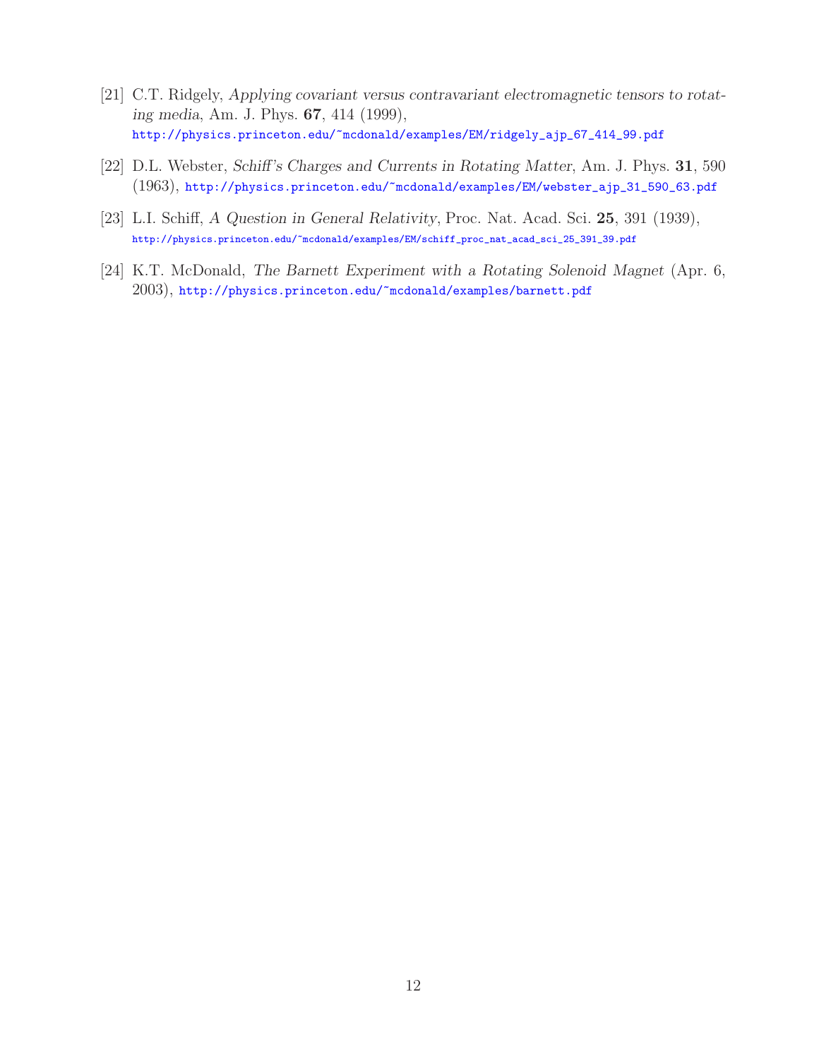[21] C.T. Ridgely, *Applying covariant versus contravariant electromagnetic tensors to rotating media*, Am. J. Phys. **67**, 414 (1999),
http://physics.princeton.edu/~mcdonald/examples/EM/ridgely_ajp_67_414_99.pdf

[22] D.L. Webster, *Schiff's Charges and Currents in Rotating Matter*, Am. J. Phys. **31**, 590 (1963), http://physics.princeton.edu/~mcdonald/examples/EM/webster_ajp_31_590_63.pdf

[23] L.I. Schiff, *A Question in General Relativity*, Proc. Nat. Acad. Sci. **25**, 391 (1939),
http://physics.princeton.edu/~mcdonald/examples/EM/schiff_proc_nat_acad_sci_25_391_39.pdf

[24] K.T. McDonald, *The Barnett Experiment with a Rotating Solenoid Magnet* (Apr. 6, 2003), http://physics.princeton.edu/~mcdonald/examples/barnett.pdf